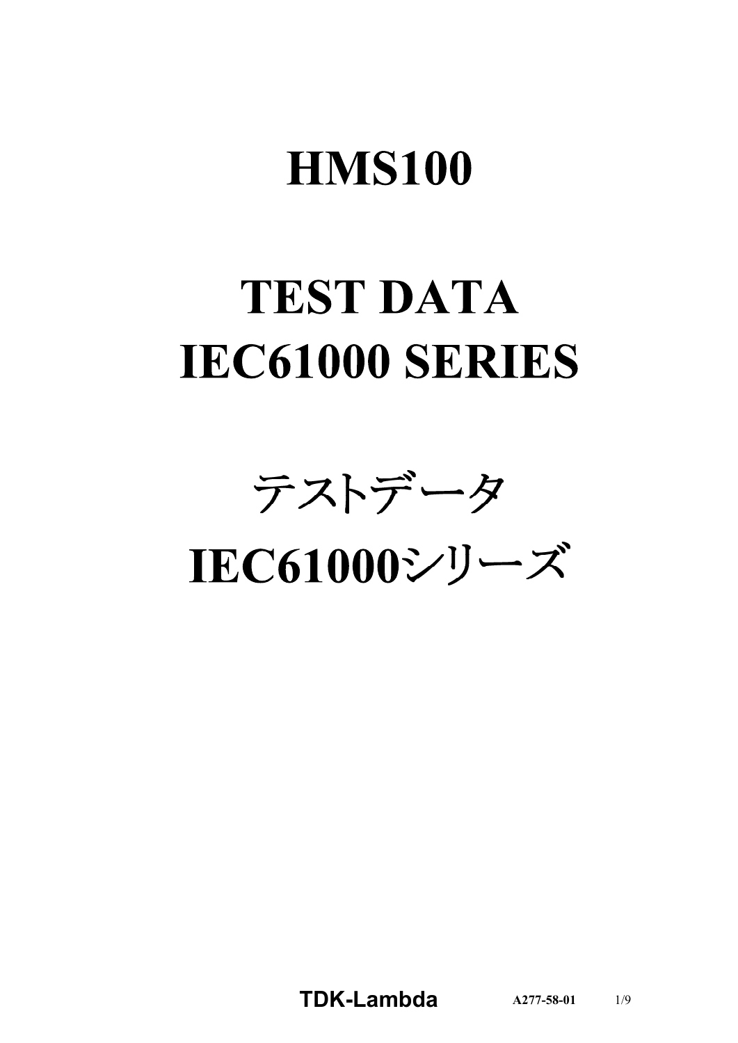# HMS100

# TEST DATA
# IEC61000 SERIES

# テストデータ
# IEC61000シリーズ

**TDK-Lambda** A277-58-01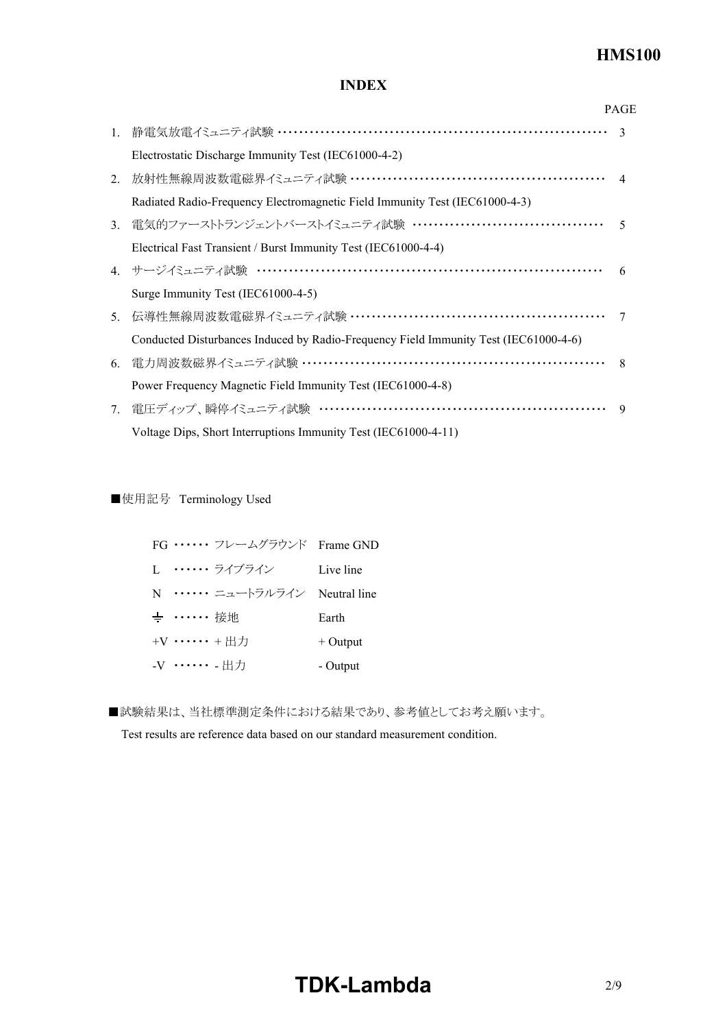# INDEX

| | | PAGE |
|---|---|---|
| 1. | 静電気放電イミュニティ試験 ········ <br> Electrostatic Discharge Immunity Test (IEC61000-4-2) | 3 |
| 2. | 放射性無線周波数電磁界イミュニティ試験 ········ <br> Radiated Radio-Frequency Electromagnetic Field Immunity Test (IEC61000-4-3) | 4 |
| 3. | 電気的ファーストトランジェントバーストイミュニティ試験 ········ <br> Electrical Fast Transient / Burst Immunity Test (IEC61000-4-4) | 5 |
| 4. | サージイミュニティ試験 ········ <br> Surge Immunity Test (IEC61000-4-5) | 6 |
| 5. | 伝導性無線周波数電磁界イミュニティ試験 ········ <br> Conducted Disturbances Induced by Radio-Frequency Field Immunity Test (IEC61000-4-6) | 7 |
| 6. | 電力周波数磁界イミュニティ試験 ········ <br> Power Frequency Magnetic Field Immunity Test (IEC61000-4-8) | 8 |
| 7. | 電圧ディップ、瞬停イミュニティ試験 ········ <br> Voltage Dips, Short Interruptions Immunity Test (IEC61000-4-11) | 9 |

■使用記号 Terminology Used

| | | |
|---|---|---|
| FG | ······ フレームグラウンド | Frame GND |
| L | ······ ライブライン | Live line |
| N | ······ ニュートラルライン | Neutral line |
| ⏚ | ······ 接地 | Earth |
| +V | ······ + 出力 | + Output |
| -V | ······ - 出力 | - Output |

■試験結果は、当社標準測定条件における結果であり、参考値としてお考え願います。

Test results are reference data based on our standard measurement condition.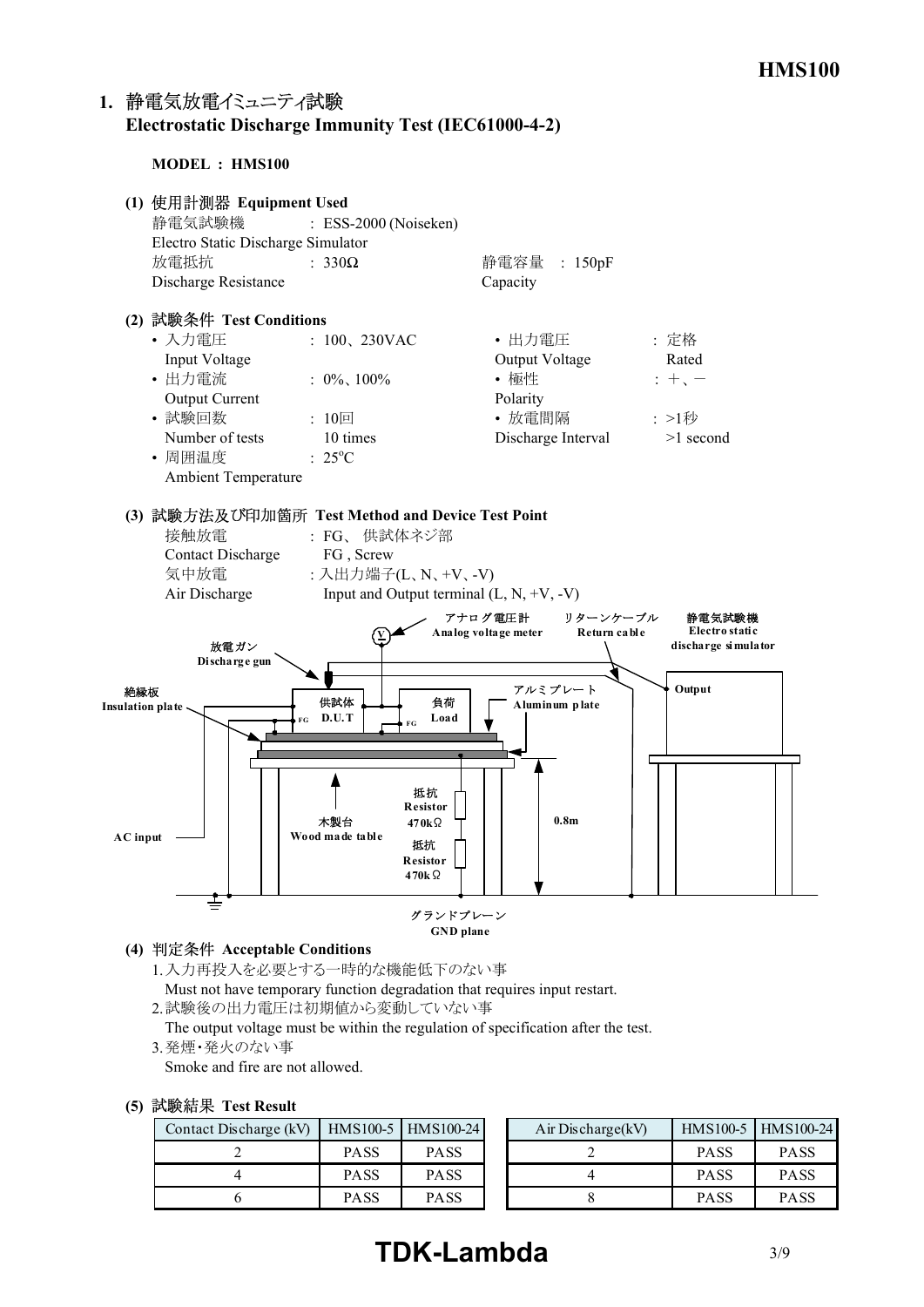## 1. 静電気放電イミュニティ試験 Electrostatic Discharge Immunity Test (IEC61000-4-2)

**MODEL : HMS100**

### (1) 使用計測器 Equipment Used

静電気試験機 Electro Static Discharge Simulator : ESS-2000 (Noiseken)

放電抵抗 Discharge Resistance : 330Ω

静電容量 Capacity : 150pF

### (2) 試験条件 Test Conditions

- 入力電圧 Input Voltage : 100、230VAC
- 出力電圧 Output Voltage : 定格 Rated
- 出力電流 Output Current : 0%、100%
- 極性 Polarity : ＋、－
- 試験回数 Number of tests : 10回 10 times
- 放電間隔 Discharge Interval : >1秒 >1 second
- 周囲温度 Ambient Temperature : 25ºC

### (3) 試験方法及び印加箇所 Test Method and Device Test Point

接触放電 Contact Discharge : FG、 供試体ネジ部 FG , Screw

気中放電 Air Discharge : 入出力端子(L、N、+V、-V) Input and Output terminal (L, N, +V, -V)

放電ガン Discharge gun
アナログ電圧計 Analog voltage meter
リターンケーブル Return cable
静電気試験機 Electro static discharge simulator
Output
絶縁板 Insulation plate
供試体 D.U.T
負荷 Load
FG
アルミプレート Aluminum plate
抵抗 Resistor 470kΩ
抵抗 Resistor 470kΩ
木製台 Wood made table
0.8m
AC input
グランドプレーン GND plane

### (4) 判定条件 Acceptable Conditions

1. 入力再投入を必要とする一時的な機能低下のない事
   Must not have temporary function degradation that requires input restart.
2. 試験後の出力電圧は初期値から変動していない事
   The output voltage must be within the regulation of specification after the test.
3. 発煙・発火のない事
   Smoke and fire are not allowed.

### (5) 試験結果 Test Result

| Contact Discharge (kV) | HMS100-5 | HMS100-24 |
|---|---|---|
| 2 | PASS | PASS |
| 4 | PASS | PASS |
| 6 | PASS | PASS |

| Air Discharge(kV) | HMS100-5 | HMS100-24 |
|---|---|---|
| 2 | PASS | PASS |
| 4 | PASS | PASS |
| 8 | PASS | PASS |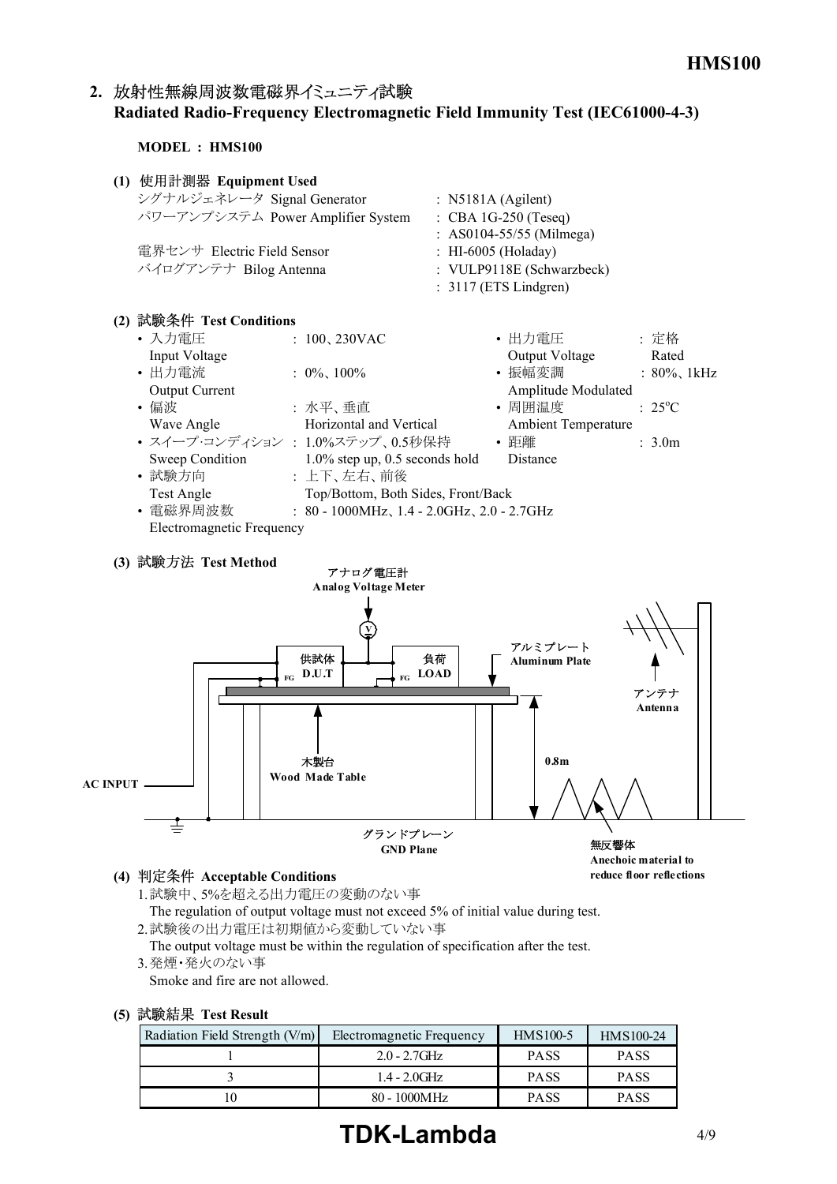## 2. 放射性無線周波数電磁界イミュニティ試験 Radiated Radio-Frequency Electromagnetic Field Immunity Test (IEC61000-4-3)

**MODEL : HMS100**

### (1) 使用計測器 Equipment Used

| | |
|---|---|
| シグナルジェネレータ Signal Generator | : N5181A (Agilent) |
| パワーアンプシステム Power Amplifier System | : CBA 1G-250 (Teseq) |
| | : AS0104-55/55 (Milmega) |
| 電界センサ Electric Field Sensor | : HI-6005 (Holaday) |
| バイログアンテナ Bilog Antenna | : VULP9118E (Schwarzbeck) |
| | : 3117 (ETS Lindgren) |

### (2) 試験条件 Test Conditions

- 入力電圧 Input Voltage : 100、230VAC
- 出力電圧 Output Voltage : 定格 Rated
- 出力電流 Output Current : 0%、100%
- 振幅変調 Amplitude Modulated : 80%、1kHz
- 偏波 Wave Angle : 水平、垂直 Horizontal and Vertical
- 周囲温度 Ambient Temperature : 25°C
- スイープ·コンディション Sweep Condition : 1.0%ステップ、0.5秒保持 1.0% step up, 0.5 seconds hold
- 距離 Distance : 3.0m
- 試験方向 Test Angle : 上下、左右、前後 Top/Bottom, Both Sides, Front/Back
- 電磁界周波数 Electromagnetic Frequency : 80 - 1000MHz、1.4 - 2.0GHz、2.0 - 2.7GHz

### (3) 試験方法 Test Method

アナログ電圧計 Analog Voltage Meter

供試体 D.U.T　FG　負荷 LOAD　FG

アルミプレート Aluminum Plate

アンテナ Antenna

木製台 Wood Made Table

0.8m

AC INPUT

グランドプレーン GND Plane

無反響体 Anechoic material to reduce floor reflections

### (4) 判定条件 Acceptable Conditions

1. 試験中、5%を超える出力電圧の変動のない事
   The regulation of output voltage must not exceed 5% of initial value during test.
2. 試験後の出力電圧は初期値から変動していない事
   The output voltage must be within the regulation of specification after the test.
3. 発煙・発火のない事
   Smoke and fire are not allowed.

### (5) 試験結果 Test Result

| Radiation Field Strength (V/m) | Electromagnetic Frequency | HMS100-5 | HMS100-24 |
|---|---|---|---|
| 1 | 2.0 - 2.7GHz | PASS | PASS |
| 3 | 1.4 - 2.0GHz | PASS | PASS |
| 10 | 80 - 1000MHz | PASS | PASS |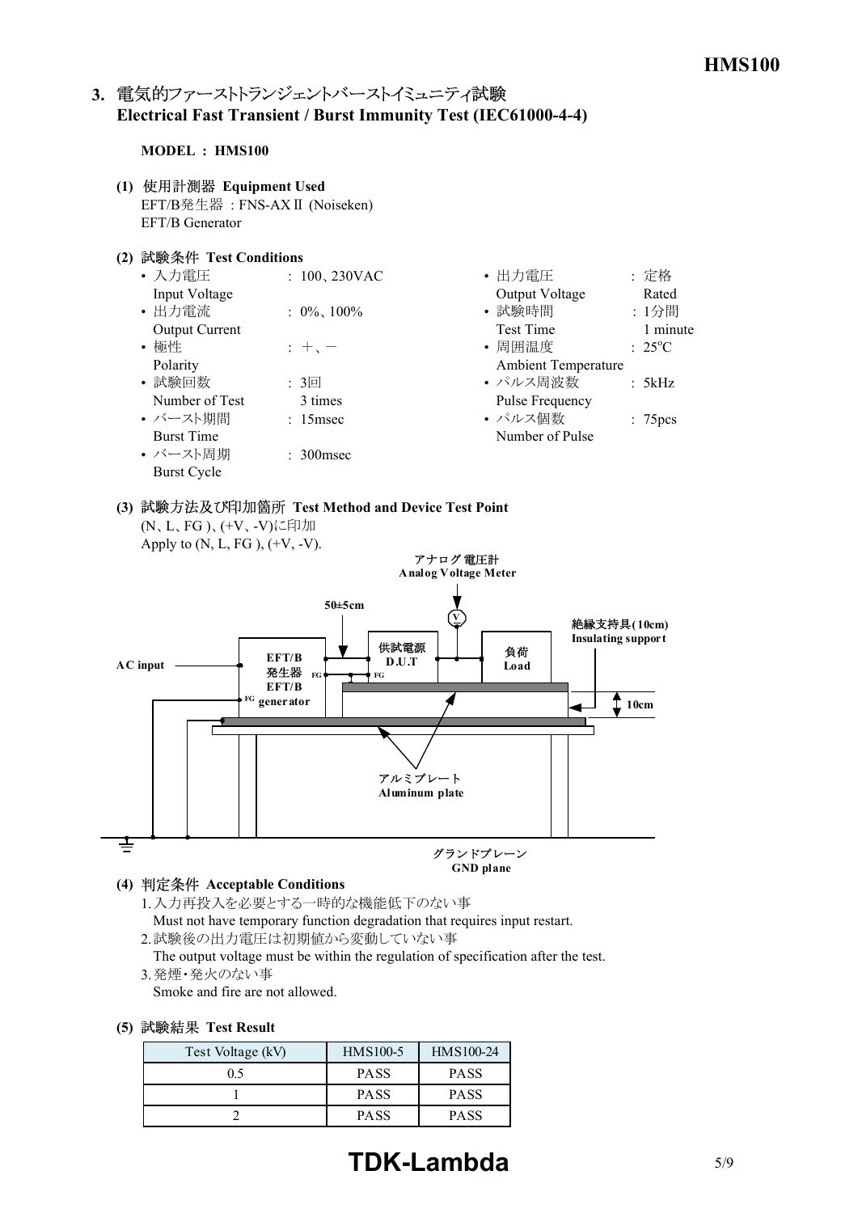## 3. 電気的ファーストトランジェントバーストイミュニティ試験 Electrical Fast Transient / Burst Immunity Test (IEC61000-4-4)

**MODEL : HMS100**

**(1) 使用計測器 Equipment Used**

EFT/B発生器 : FNS-AXⅡ (Noiseken)
EFT/B Generator

**(2) 試験条件 Test Conditions**

- 入力電圧 Input Voltage : 100、230VAC
- 出力電流 Output Current : 0%、100%
- 極性 Polarity : +、−
- 試験回数 Number of Test : 3回 3 times
- バースト期間 Burst Time : 15msec
- バースト周期 Burst Cycle : 300msec
- 出力電圧 Output Voltage : 定格 Rated
- 試験時間 Test Time : 1分間 1 minute
- 周囲温度 Ambient Temperature : 25°C
- パルス周波数 Pulse Frequency : 5kHz
- パルス個数 Number of Pulse : 75pcs

**(3) 試験方法及び印加箇所 Test Method and Device Test Point**

(N、L、FG )、(+V、-V)に印加
Apply to (N, L, FG ), (+V, -V).

アナログ電圧計 Analog Voltage Meter
50±5cm
絶縁支持具(10cm) Insulating support
AC input
EFT/B発生器 EFT/B generator
供試電源 D.U.T
負荷 Load
10cm
アルミプレート Aluminum plate
グランドプレーン GND plane

**(4) 判定条件 Acceptable Conditions**

1. 入力再投入を必要とする一時的な機能低下のない事
   Must not have temporary function degradation that requires input restart.
2. 試験後の出力電圧は初期値から変動していない事
   The output voltage must be within the regulation of specification after the test.
3. 発煙・発火のない事
   Smoke and fire are not allowed.

**(5) 試験結果 Test Result**

| Test Voltage (kV) | HMS100-5 | HMS100-24 |
|---|---|---|
| 0.5 | PASS | PASS |
| 1 | PASS | PASS |
| 2 | PASS | PASS |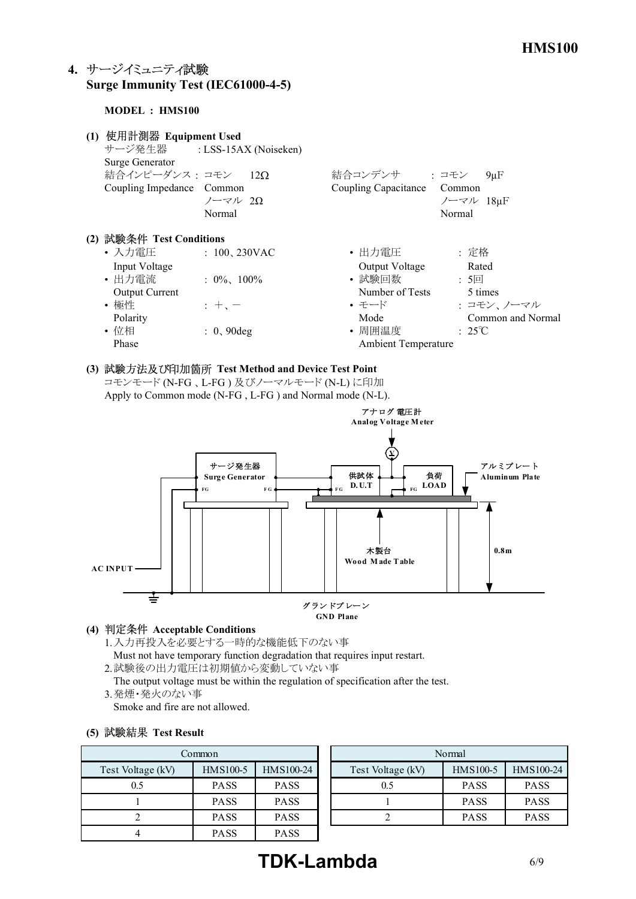## 4. サージイミュニティ試験
## Surge Immunity Test (IEC61000-4-5)

**MODEL : HMS100**

**(1) 使用計測器 Equipment Used**

サージ発生器 : LSS-15AX (Noiseken)
Surge Generator

結合インピーダンス : コモン 12Ω
Coupling Impedance Common
ノーマル 2Ω
Normal

結合コンデンサ : コモン 9μF
Coupling Capacitance Common
ノーマル 18μF
Normal

**(2) 試験条件 Test Conditions**

- 入力電圧 Input Voltage : 100、230VAC
- 出力電流 Output Current : 0%、100%
- 極性 Polarity : +、−
- 位相 Phase : 0、90deg
- 出力電圧 Output Voltage : 定格 Rated
- 試験回数 Number of Tests : 5回 5 times
- モード Mode : コモン、ノーマル Common and Normal
- 周囲温度 Ambient Temperature : 25℃

**(3) 試験方法及び印加箇所 Test Method and Device Test Point**

コモンモード (N-FG 、L-FG ) 及びノーマルモード (N-L) に印加
Apply to Common mode (N-FG , L-FG ) and Normal mode (N-L).

アナログ 電圧計 Analog Voltage Meter
サージ発生器 Surge Generator
供試体 D.U.T
負荷 LOAD
アルミプレート Aluminum Plate
木製台 Wood Made Table
0.8m
AC INPUT
グランドプレーン GND Plane

**(4) 判定条件 Acceptable Conditions**

1. 入力再投入を必要とする一時的な機能低下のない事
   Must not have temporary function degradation that requires input restart.
2. 試験後の出力電圧は初期値から変動していない事
   The output voltage must be within the regulation of specification after the test.
3. 発煙・発火のない事
   Smoke and fire are not allowed.

**(5) 試験結果 Test Result**

| Common | | |
|---|---|---|
| Test Voltage (kV) | HMS100-5 | HMS100-24 |
| 0.5 | PASS | PASS |
| 1 | PASS | PASS |
| 2 | PASS | PASS |
| 4 | PASS | PASS |

| Normal | | |
|---|---|---|
| Test Voltage (kV) | HMS100-5 | HMS100-24 |
| 0.5 | PASS | PASS |
| 1 | PASS | PASS |
| 2 | PASS | PASS |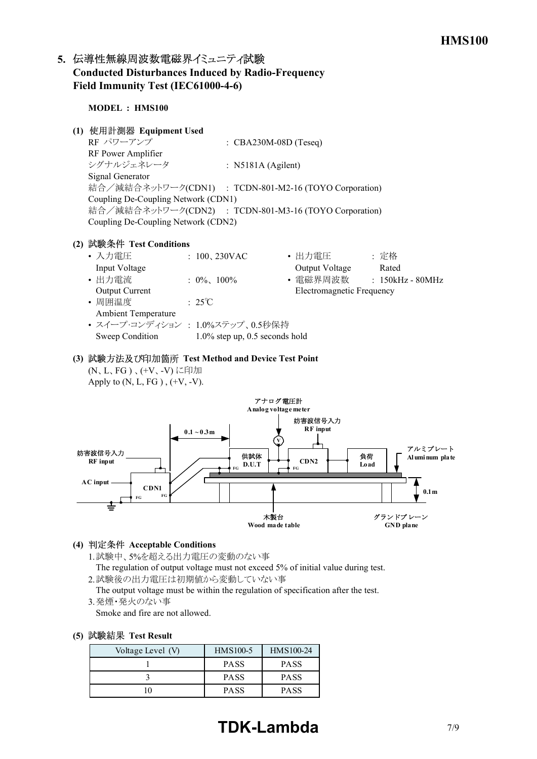## 5. 伝導性無線周波数電磁界イミュニティ試験 Conducted Disturbances Induced by Radio-Frequency Field Immunity Test (IEC61000-4-6)

**MODEL : HMS100**

**(1) 使用計測器 Equipment Used**

RF パワーアンプ RF Power Amplifier : CBA230M-08D (Teseq)
シグナルジェネレータ Signal Generator : N5181A (Agilent)
結合／減結合ネットワーク(CDN1) Coupling De-Coupling Network (CDN1) : TCDN-801-M2-16 (TOYO Corporation)
結合／減結合ネットワーク(CDN2) Coupling De-Coupling Network (CDN2) : TCDN-801-M3-16 (TOYO Corporation)

**(2) 試験条件 Test Conditions**

- 入力電圧 Input Voltage : 100、230VAC
- 出力電圧 Output Voltage : 定格 Rated
- 出力電流 Output Current : 0%、100%
- 電磁界周波数 Electromagnetic Frequency : 150kHz - 80MHz
- 周囲温度 Ambient Temperature : 25℃
- スイープ･コンディション Sweep Condition : 1.0%ステップ、0.5秒保持 1.0% step up, 0.5 seconds hold

**(3) 試験方法及び印加箇所 Test Method and Device Test Point**

(N、L、FG ) 、(+V、-V) に印加
Apply to (N, L, FG ) , (+V, -V).

アナログ電圧計 Analog voltage meter
妨害波信号入力 RF input
0.1～0.3m
供試体 D.U.T
CDN2
負荷 Load
アルミプレート Aluminum plate
AC input
CDN1
FG
0.1m
木製台 Wood made table
グランドプレーン GND plane

**(4) 判定条件 Acceptable Conditions**

1. 試験中、5%を超える出力電圧の変動のない事
   The regulation of output voltage must not exceed 5% of initial value during test.
2. 試験後の出力電圧は初期値から変動していない事
   The output voltage must be within the regulation of specification after the test.
3. 発煙･発火のない事
   Smoke and fire are not allowed.

**(5) 試験結果 Test Result**

| Voltage Level (V) | HMS100-5 | HMS100-24 |
|---|---|---|
| 1 | PASS | PASS |
| 3 | PASS | PASS |
| 10 | PASS | PASS |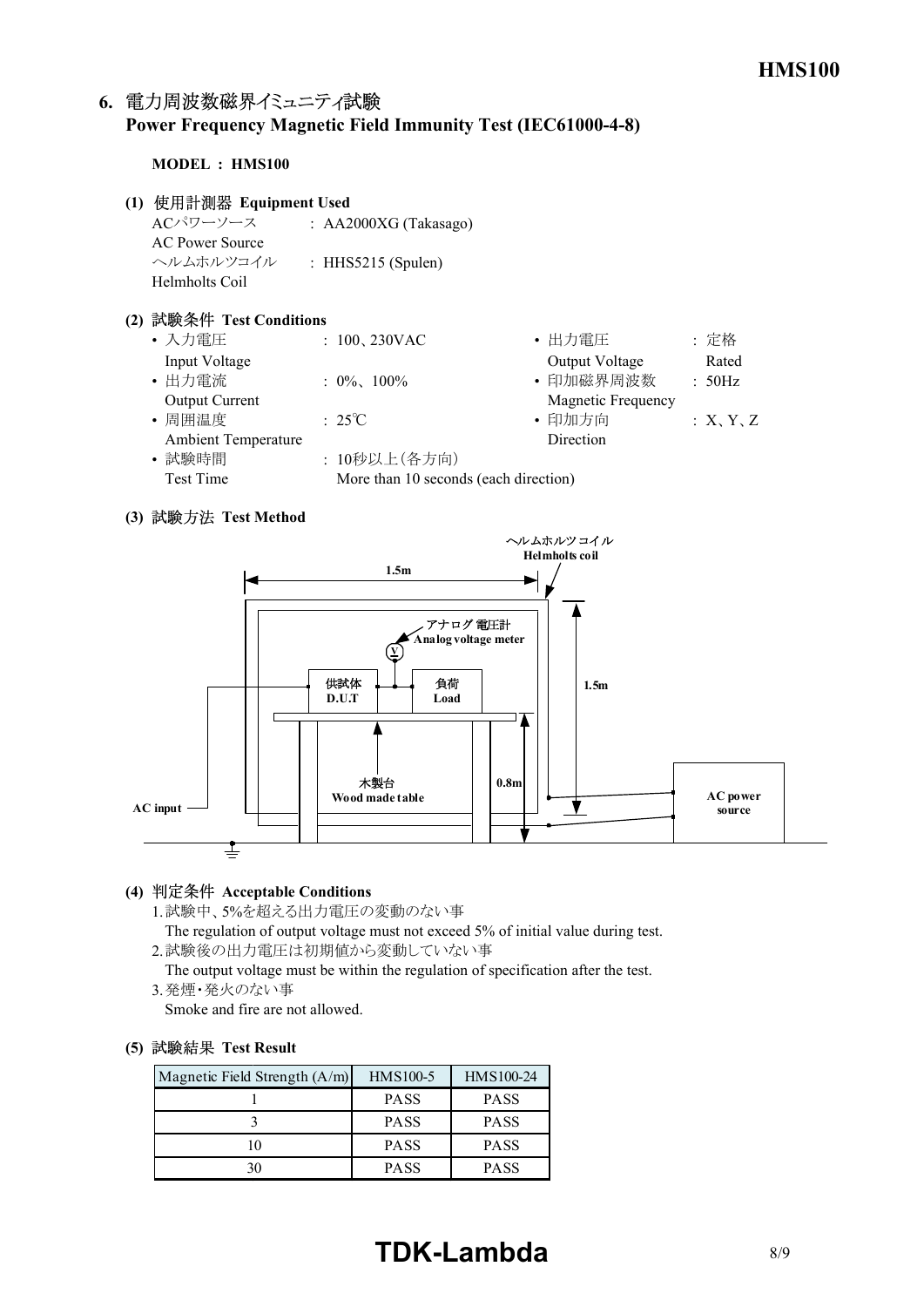## 6. 電力周波数磁界イミュニティ試験 Power Frequency Magnetic Field Immunity Test (IEC61000-4-8)

**MODEL : HMS100**

### (1) 使用計測器 Equipment Used

ACパワーソース AC Power Source : AA2000XG (Takasago)

ヘルムホルツコイル Helmholts Coil : HHS5215 (Spulen)

### (2) 試験条件 Test Conditions

- 入力電圧 Input Voltage : 100、230VAC
- 出力電圧 Output Voltage : 定格 Rated
- 出力電流 Output Current : 0%、100%
- 印加磁界周波数 Magnetic Frequency : 50Hz
- 周囲温度 Ambient Temperature : 25℃
- 印加方向 Direction : X、Y、Z
- 試験時間 Test Time : 10秒以上（各方向） More than 10 seconds (each direction)

### (3) 試験方法 Test Method

ヘルムホルツコイル Helmholts coil

1.5m

アナログ電圧計 Analog voltage meter

供試体 D.U.T

負荷 Load

1.5m

木製台 Wood made table

0.8m

AC input

AC power source

### (4) 判定条件 Acceptable Conditions

1. 試験中、5%を超える出力電圧の変動のない事
   The regulation of output voltage must not exceed 5% of initial value during test.
2. 試験後の出力電圧は初期値から変動していない事
   The output voltage must be within the regulation of specification after the test.
3. 発煙・発火のない事
   Smoke and fire are not allowed.

### (5) 試験結果 Test Result

| Magnetic Field Strength (A/m) | HMS100-5 | HMS100-24 |
|---|---|---|
| 1 | PASS | PASS |
| 3 | PASS | PASS |
| 10 | PASS | PASS |
| 30 | PASS | PASS |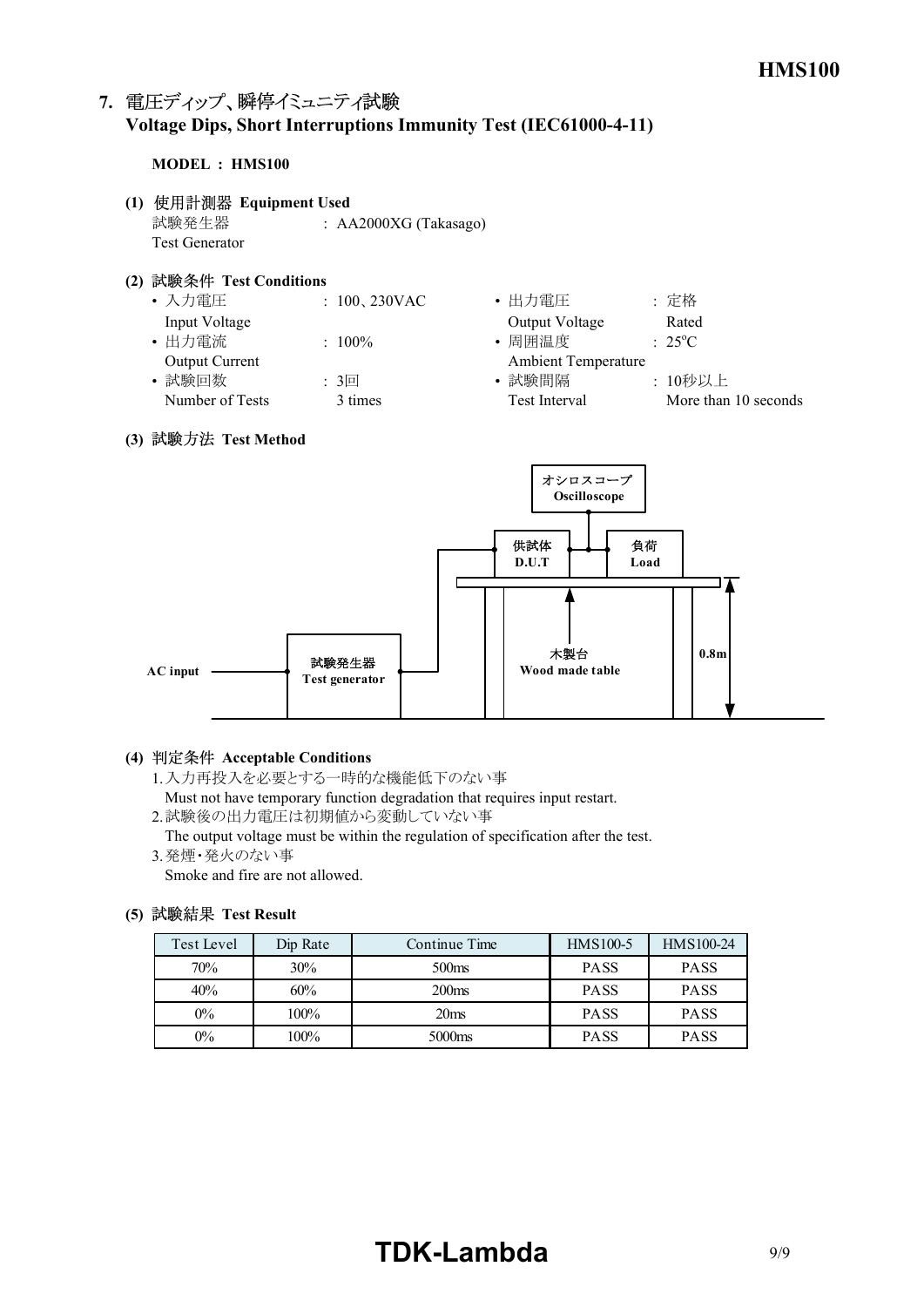## 7. 電圧ディップ、瞬停イミュニティ試験
## Voltage Dips, Short Interruptions Immunity Test (IEC61000-4-11)

**MODEL : HMS100**

**(1) 使用計測器 Equipment Used**

試験発生器 Test Generator : AA2000XG (Takasago)

**(2) 試験条件 Test Conditions**

- 入力電圧 Input Voltage : 100、230VAC
- 出力電流 Output Current : 100%
- 試験回数 Number of Tests : 3回 3 times
- 出力電圧 Output Voltage : 定格 Rated
- 周囲温度 Ambient Temperature : 25°C
- 試験間隔 Test Interval : 10秒以上 More than 10 seconds

**(3) 試験方法 Test Method**

オシロスコープ Oscilloscope

供試体 D.U.T

負荷 Load

AC input

試験発生器 Test generator

木製台 Wood made table

0.8m

**(4) 判定条件 Acceptable Conditions**

1. 入力再投入を必要とする一時的な機能低下のない事
   Must not have temporary function degradation that requires input restart.
2. 試験後の出力電圧は初期値から変動していない事
   The output voltage must be within the regulation of specification after the test.
3. 発煙・発火のない事
   Smoke and fire are not allowed.

**(5) 試験結果 Test Result**

| Test Level | Dip Rate | Continue Time | HMS100-5 | HMS100-24 |
|---|---|---|---|---|
| 70% | 30% | 500ms | PASS | PASS |
| 40% | 60% | 200ms | PASS | PASS |
| 0% | 100% | 20ms | PASS | PASS |
| 0% | 100% | 5000ms | PASS | PASS |